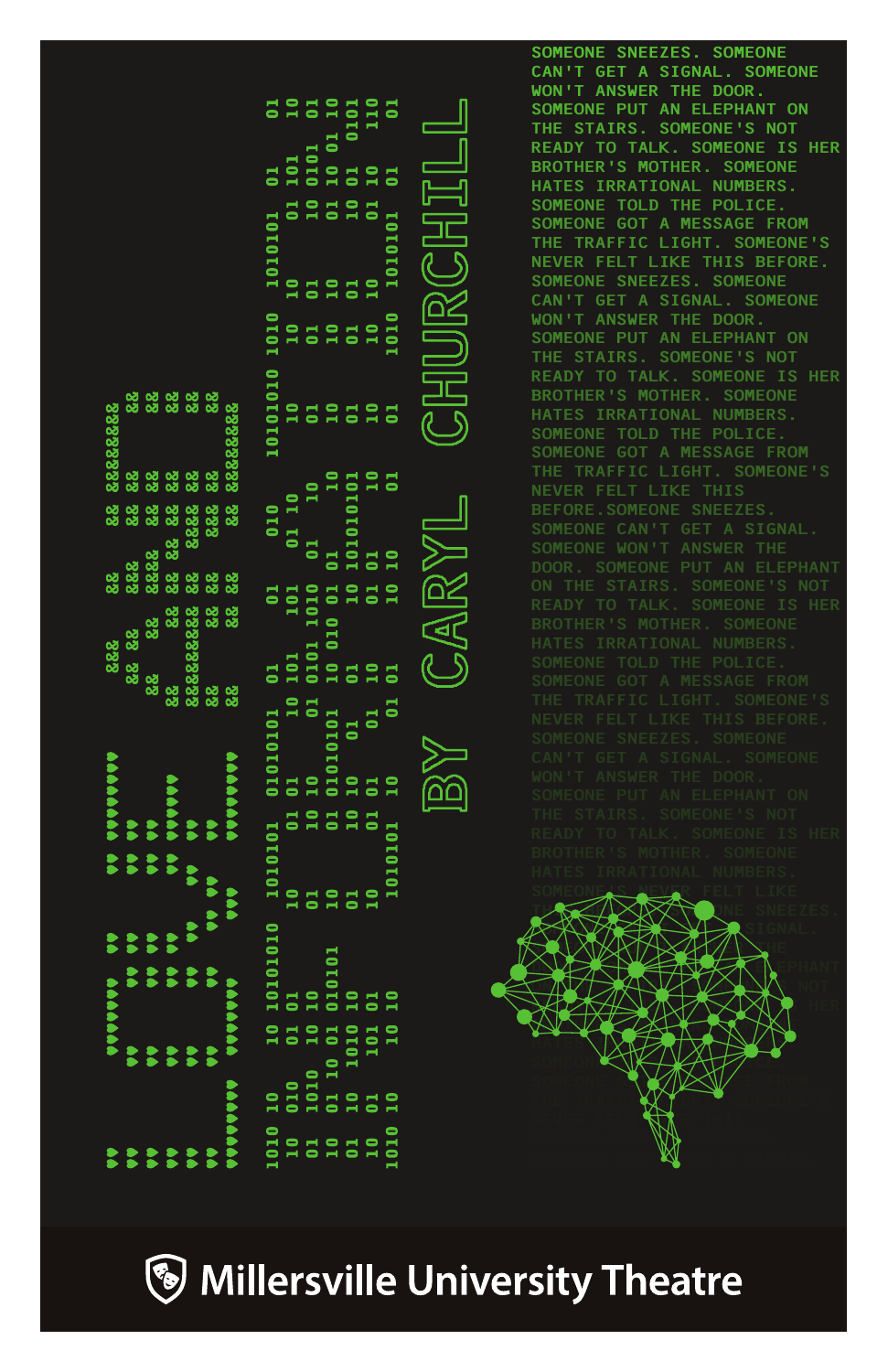# LOVE AND INFORMATION

## BY CARYL CHURCHILL

SOMEONE SNEEZES. SOMEONE CAN'T GET A SIGNAL. SOMEONE WON'T ANSWER THE DOOR. SOMEONE PUT AN ELEPHANT ON THE STAIRS. SOMEONE'S NOT READY TO TALK. SOMEONE IS HER BROTHER'S MOTHER. SOMEONE HATES IRRATIONAL NUMBERS. SOMEONE TOLD THE POLICE. SOMEONE GOT A MESSAGE FROM THE TRAFFIC LIGHT. SOMEONE'S NEVER FELT LIKE THIS BEFORE. SOMEONE SNEEZES. SOMEONE CAN'T GET A SIGNAL. SOMEONE WON'T ANSWER THE DOOR. SOMEONE PUT AN ELEPHANT ON THE STAIRS. SOMEONE'S NOT READY TO TALK. SOMEONE IS HER BROTHER'S MOTHER. SOMEONE HATES IRRATIONAL NUMBERS. SOMEONE TOLD THE POLICE. SOMEONE GOT A MESSAGE FROM THE TRAFFIC LIGHT. SOMEONE'S NEVER FELT LIKE THIS BEFORE. SOMEONE SNEEZES. SOMEONE CAN'T GET A SIGNAL. SOMEONE WON'T ANSWER THE DOOR. SOMEONE PUT AN ELEPHANT ON THE STAIRS. SOMEONE'S NOT READY TO TALK. SOMEONE IS HER BROTHER'S MOTHER. SOMEONE HATES IRRATIONAL NUMBERS. SOMEONE TOLD THE POLICE. SOMEONE GOT A MESSAGE FROM THE TRAFFIC LIGHT. SOMEONE'S NEVER FELT LIKE THIS BEFORE. SOMEONE SNEEZES. SOMEONE CAN'T GET A SIGNAL. SOMEONE WON'T ANSWER THE DOOR. SOMEONE PUT AN ELEPHANT ON THE STAIRS. SOMEONE'S NOT READY TO TALK. SOMEONE IS HER BROTHER'S MOTHER. SOMEONE HATES IRRATIONAL NUMBERS.

Millersville University Theatre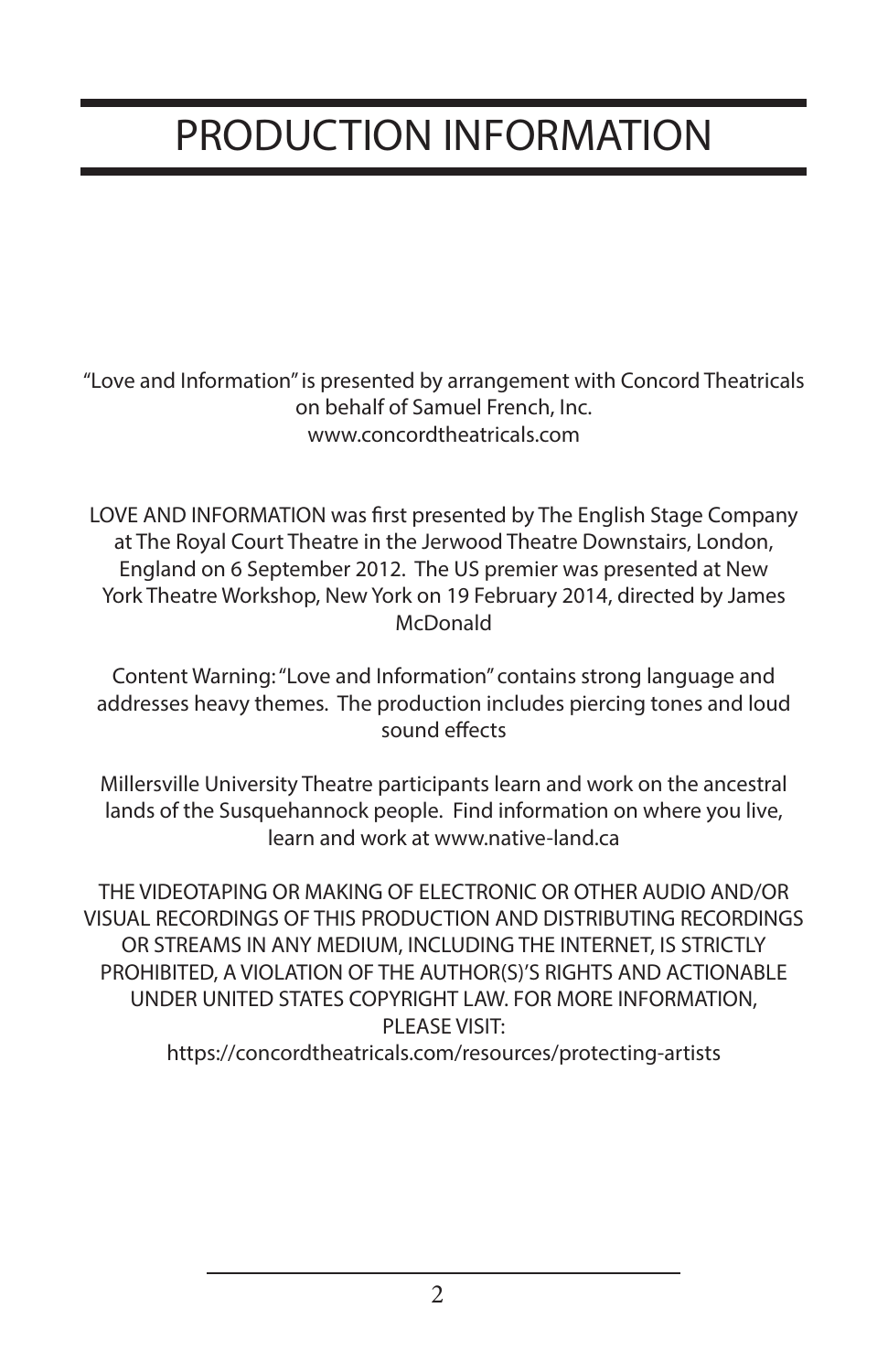# PRODUCTION INFORMATION

"Love and Information" is presented by arrangement with Concord Theatricals on behalf of Samuel French, Inc.
www.concordtheatricals.com

LOVE AND INFORMATION was first presented by The English Stage Company at The Royal Court Theatre in the Jerwood Theatre Downstairs, London, England on 6 September 2012. The US premier was presented at New York Theatre Workshop, New York on 19 February 2014, directed by James McDonald

Content Warning: "Love and Information" contains strong language and addresses heavy themes. The production includes piercing tones and loud sound effects

Millersville University Theatre participants learn and work on the ancestral lands of the Susquehannock people. Find information on where you live, learn and work at www.native-land.ca

THE VIDEOTAPING OR MAKING OF ELECTRONIC OR OTHER AUDIO AND/OR VISUAL RECORDINGS OF THIS PRODUCTION AND DISTRIBUTING RECORDINGS OR STREAMS IN ANY MEDIUM, INCLUDING THE INTERNET, IS STRICTLY PROHIBITED, A VIOLATION OF THE AUTHOR(S)'S RIGHTS AND ACTIONABLE UNDER UNITED STATES COPYRIGHT LAW. FOR MORE INFORMATION, PLEASE VISIT:
https://concordtheatricals.com/resources/protecting-artists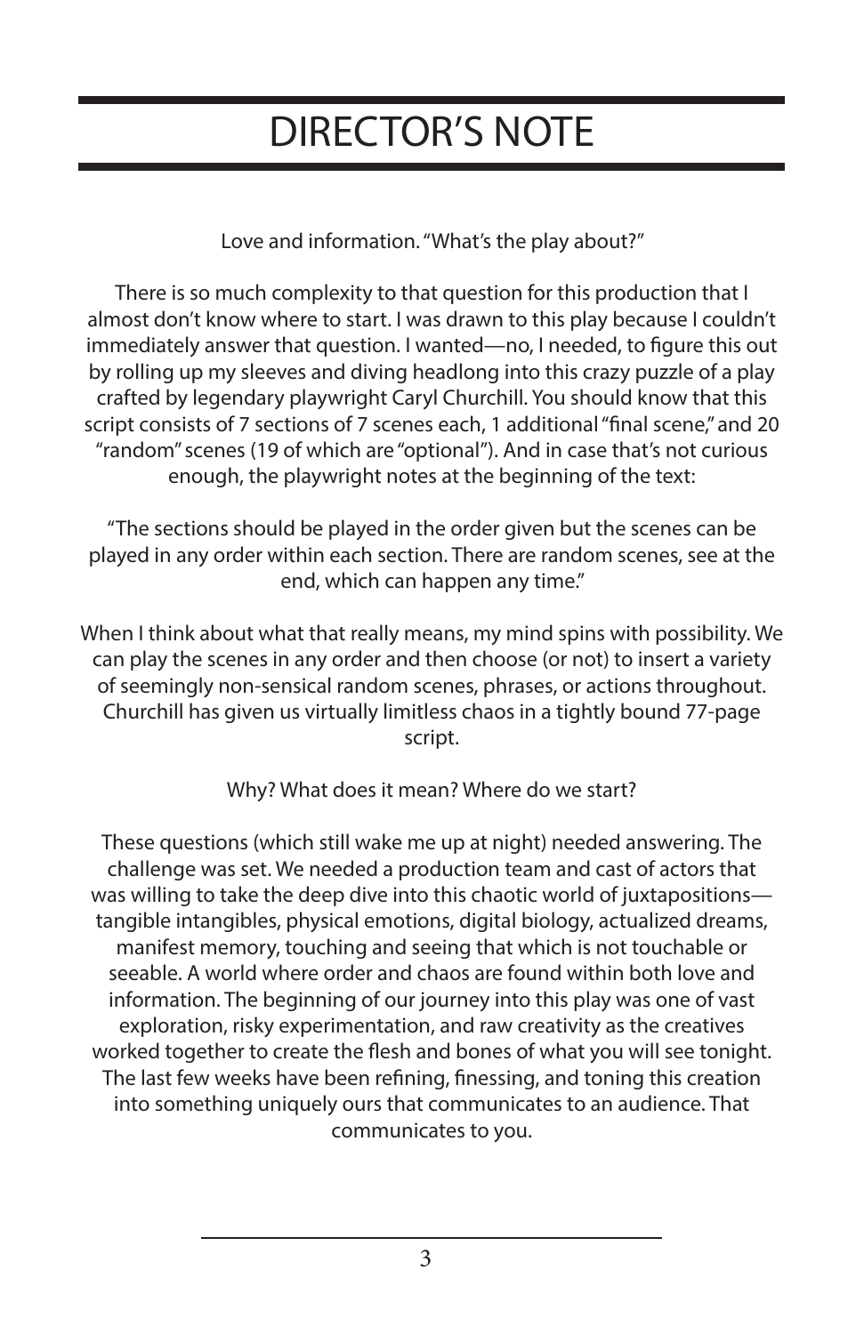# DIRECTOR'S NOTE

Love and information. "What's the play about?"

There is so much complexity to that question for this production that I almost don't know where to start. I was drawn to this play because I couldn't immediately answer that question. I wanted—no, I needed, to figure this out by rolling up my sleeves and diving headlong into this crazy puzzle of a play crafted by legendary playwright Caryl Churchill. You should know that this script consists of 7 sections of 7 scenes each, 1 additional "final scene," and 20 "random" scenes (19 of which are "optional"). And in case that's not curious enough, the playwright notes at the beginning of the text:

"The sections should be played in the order given but the scenes can be played in any order within each section. There are random scenes, see at the end, which can happen any time."

When I think about what that really means, my mind spins with possibility. We can play the scenes in any order and then choose (or not) to insert a variety of seemingly non-sensical random scenes, phrases, or actions throughout. Churchill has given us virtually limitless chaos in a tightly bound 77-page script.

Why? What does it mean? Where do we start?

These questions (which still wake me up at night) needed answering. The challenge was set. We needed a production team and cast of actors that was willing to take the deep dive into this chaotic world of juxtapositions—tangible intangibles, physical emotions, digital biology, actualized dreams, manifest memory, touching and seeing that which is not touchable or seeable. A world where order and chaos are found within both love and information. The beginning of our journey into this play was one of vast exploration, risky experimentation, and raw creativity as the creatives worked together to create the flesh and bones of what you will see tonight. The last few weeks have been refining, finessing, and toning this creation into something uniquely ours that communicates to an audience. That communicates to you.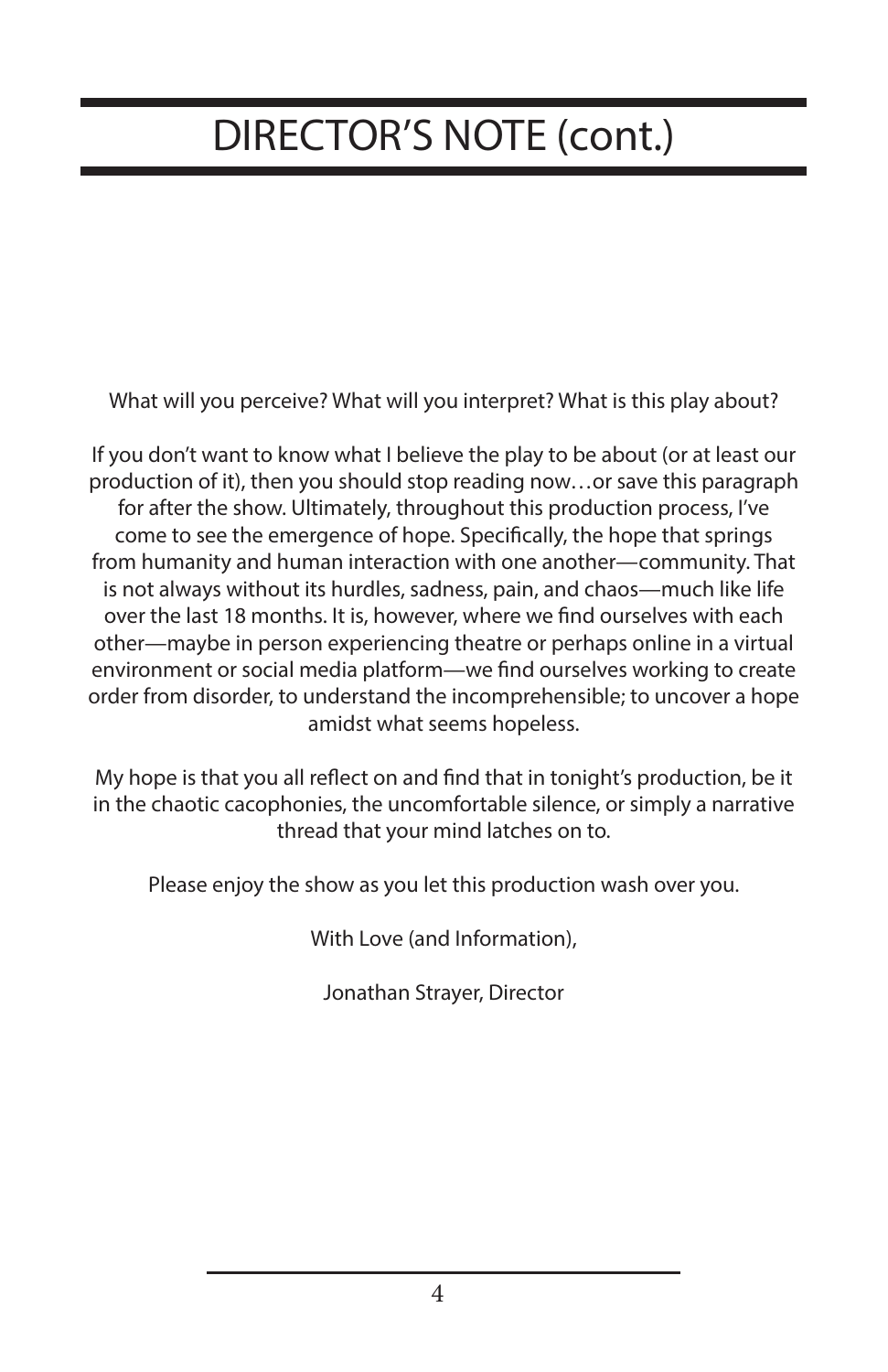# DIRECTOR'S NOTE (cont.)

What will you perceive? What will you interpret? What is this play about?

If you don't want to know what I believe the play to be about (or at least our production of it), then you should stop reading now…or save this paragraph for after the show. Ultimately, throughout this production process, I've come to see the emergence of hope. Specifically, the hope that springs from humanity and human interaction with one another—community. That is not always without its hurdles, sadness, pain, and chaos—much like life over the last 18 months. It is, however, where we find ourselves with each other—maybe in person experiencing theatre or perhaps online in a virtual environment or social media platform—we find ourselves working to create order from disorder, to understand the incomprehensible; to uncover a hope amidst what seems hopeless.

My hope is that you all reflect on and find that in tonight's production, be it in the chaotic cacophonies, the uncomfortable silence, or simply a narrative thread that your mind latches on to.

Please enjoy the show as you let this production wash over you.

With Love (and Information),

Jonathan Strayer, Director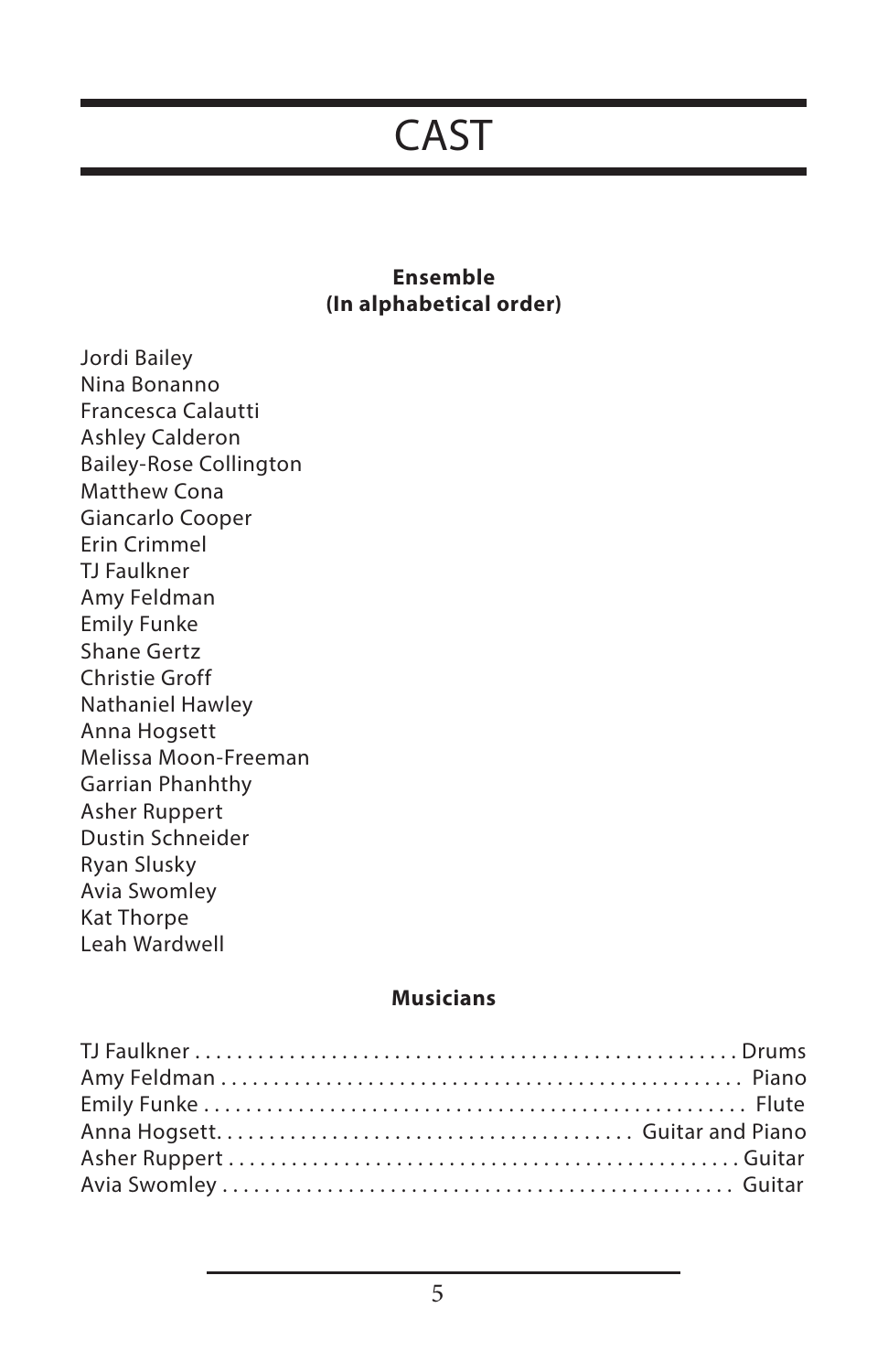# CAST

**Ensemble**
**(In alphabetical order)**

Jordi Bailey
Nina Bonanno
Francesca Calautti
Ashley Calderon
Bailey-Rose Collington
Matthew Cona
Giancarlo Cooper
Erin Crimmel
TJ Faulkner
Amy Feldman
Emily Funke
Shane Gertz
Christie Groff
Nathaniel Hawley
Anna Hogsett
Melissa Moon-Freeman
Garrian Phanhthy
Asher Ruppert
Dustin Schneider
Ryan Slusky
Avia Swomley
Kat Thorpe
Leah Wardwell

**Musicians**

TJ Faulkner .......... Drums
Amy Feldman .......... Piano
Emily Funke .......... Flute
Anna Hogsett .......... Guitar and Piano
Asher Ruppert .......... Guitar
Avia Swomley .......... Guitar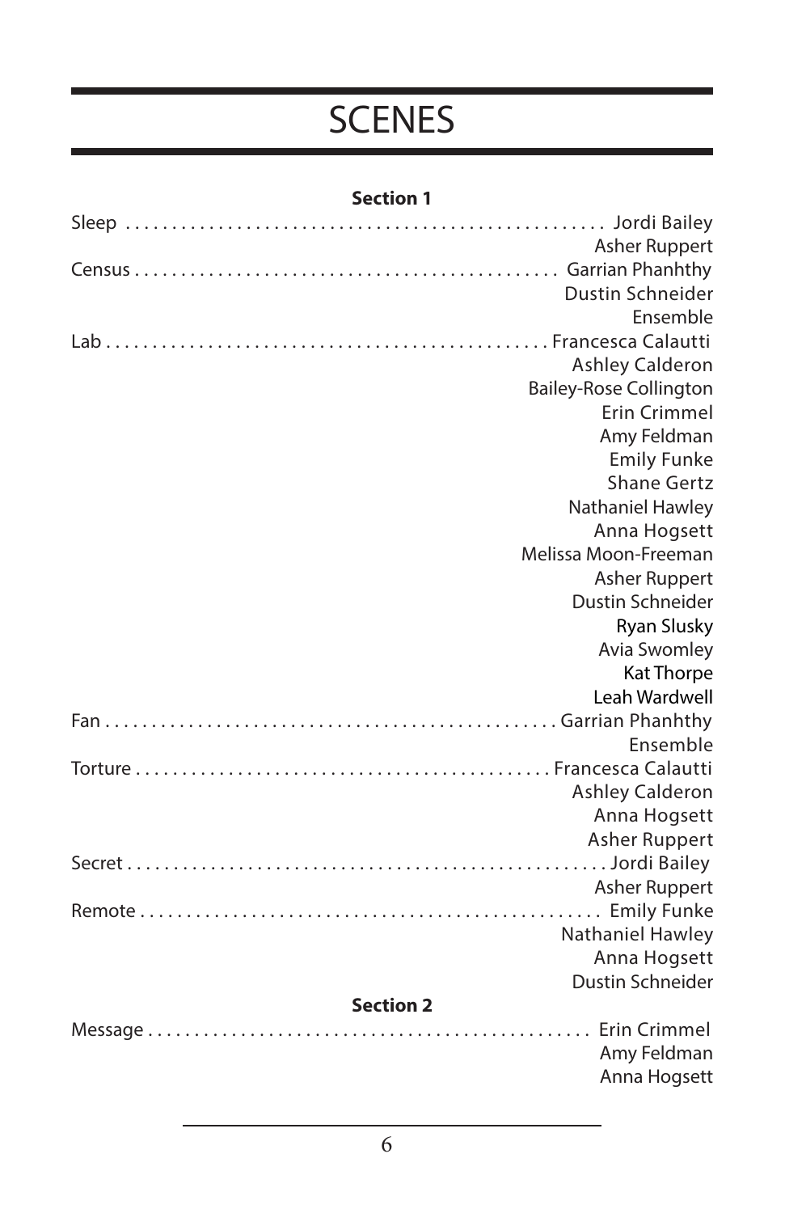# SCENES

**Section 1**

| Scene | Cast |
|---|---|
| Sleep | Jordi Bailey |
| | Asher Ruppert |
| Census | Garrian Phanhthy |
| | Dustin Schneider |
| | Ensemble |
| Lab | Francesca Calautti |
| | Ashley Calderon |
| | Bailey-Rose Collington |
| | Erin Crimmel |
| | Amy Feldman |
| | Emily Funke |
| | Shane Gertz |
| | Nathaniel Hawley |
| | Anna Hogsett |
| | Melissa Moon-Freeman |
| | Asher Ruppert |
| | Dustin Schneider |
| | Ryan Slusky |
| | Avia Swomley |
| | Kat Thorpe |
| | Leah Wardwell |
| Fan | Garrian Phanhthy |
| | Ensemble |
| Torture | Francesca Calautti |
| | Ashley Calderon |
| | Anna Hogsett |
| | Asher Ruppert |
| Secret | Jordi Bailey |
| | Asher Ruppert |
| Remote | Emily Funke |
| | Nathaniel Hawley |
| | Anna Hogsett |
| | Dustin Schneider |

**Section 2**

| Scene | Cast |
|---|---|
| Message | Erin Crimmel |
| | Amy Feldman |
| | Anna Hogsett |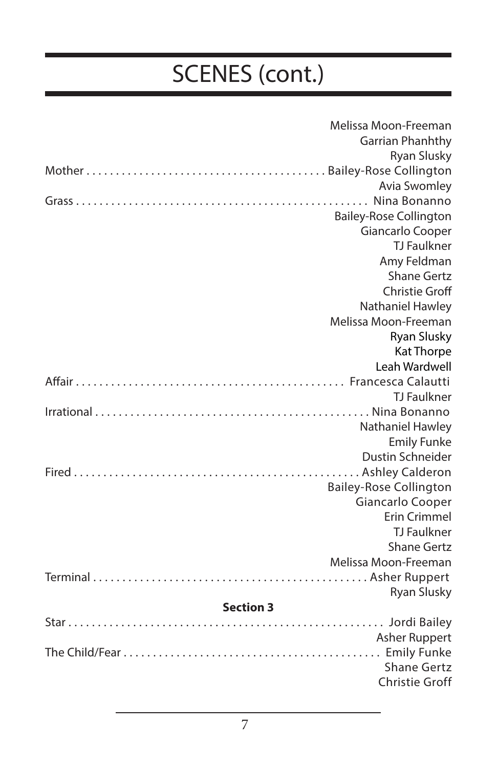# SCENES (cont.)

| Scene | Cast |
|---|---|
| | Melissa Moon-Freeman |
| | Garrian Phanhthy |
| | Ryan Slusky |
| Mother | Bailey-Rose Collington |
| | Avia Swomley |
| Grass | Nina Bonanno |
| | Bailey-Rose Collington |
| | Giancarlo Cooper |
| | TJ Faulkner |
| | Amy Feldman |
| | Shane Gertz |
| | Christie Groff |
| | Nathaniel Hawley |
| | Melissa Moon-Freeman |
| | Ryan Slusky |
| | Kat Thorpe |
| | Leah Wardwell |
| Affair | Francesca Calautti |
| | TJ Faulkner |
| Irrational | Nina Bonanno |
| | Nathaniel Hawley |
| | Emily Funke |
| | Dustin Schneider |
| Fired | Ashley Calderon |
| | Bailey-Rose Collington |
| | Giancarlo Cooper |
| | Erin Crimmel |
| | TJ Faulkner |
| | Shane Gertz |
| | Melissa Moon-Freeman |
| Terminal | Asher Ruppert |
| | Ryan Slusky |

**Section 3**

| Scene | Cast |
|---|---|
| Star | Jordi Bailey |
| | Asher Ruppert |
| The Child/Fear | Emily Funke |
| | Shane Gertz |
| | Christie Groff |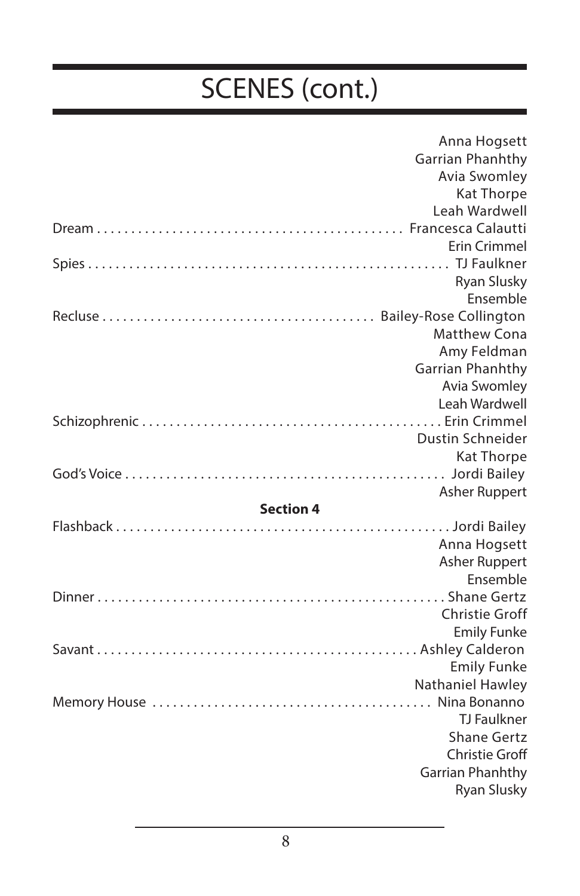# SCENES (cont.)

| Scene | Cast |
|---|---|
| | Anna Hogsett |
| | Garrian Phanhthy |
| | Avia Swomley |
| | Kat Thorpe |
| | Leah Wardwell |
| Dream | Francesca Calautti |
| | Erin Crimmel |
| Spies | TJ Faulkner |
| | Ryan Slusky |
| | Ensemble |
| Recluse | Bailey-Rose Collington |
| | Matthew Cona |
| | Amy Feldman |
| | Garrian Phanhthy |
| | Avia Swomley |
| | Leah Wardwell |
| Schizophrenic | Erin Crimmel |
| | Dustin Schneider |
| | Kat Thorpe |
| God's Voice | Jordi Bailey |
| | Asher Ruppert |
| **Section 4** | |
| Flashback | Jordi Bailey |
| | Anna Hogsett |
| | Asher Ruppert |
| | Ensemble |
| Dinner | Shane Gertz |
| | Christie Groff |
| | Emily Funke |
| Savant | Ashley Calderon |
| | Emily Funke |
| | Nathaniel Hawley |
| Memory House | Nina Bonanno |
| | TJ Faulkner |
| | Shane Gertz |
| | Christie Groff |
| | Garrian Phanhthy |
| | Ryan Slusky |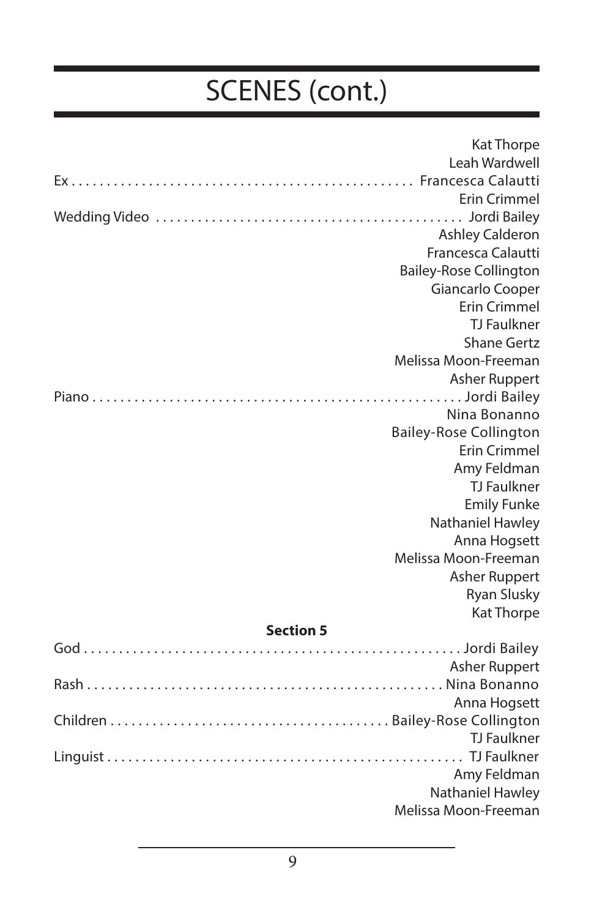# SCENES (cont.)

| | |
|---|---|
| | Kat Thorpe |
| | Leah Wardwell |
| Ex | Francesca Calautti |
| | Erin Crimmel |
| Wedding Video | Jordi Bailey |
| | Ashley Calderon |
| | Francesca Calautti |
| | Bailey-Rose Collington |
| | Giancarlo Cooper |
| | Erin Crimmel |
| | TJ Faulkner |
| | Shane Gertz |
| | Melissa Moon-Freeman |
| | Asher Ruppert |
| Piano | Jordi Bailey |
| | Nina Bonanno |
| | Bailey-Rose Collington |
| | Erin Crimmel |
| | Amy Feldman |
| | TJ Faulkner |
| | Emily Funke |
| | Nathaniel Hawley |
| | Anna Hogsett |
| | Melissa Moon-Freeman |
| | Asher Ruppert |
| | Ryan Slusky |
| | Kat Thorpe |

**Section 5**

| | |
|---|---|
| God | Jordi Bailey |
| | Asher Ruppert |
| Rash | Nina Bonanno |
| | Anna Hogsett |
| Children | Bailey-Rose Collington |
| | TJ Faulkner |
| Linguist | TJ Faulkner |
| | Amy Feldman |
| | Nathaniel Hawley |
| | Melissa Moon-Freeman |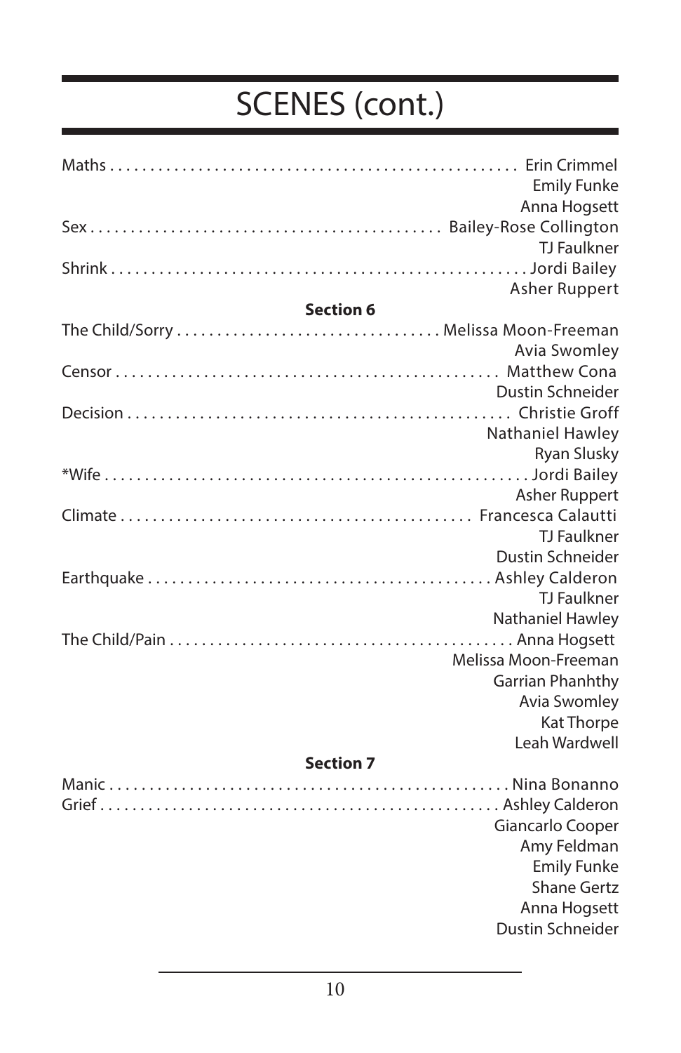# SCENES (cont.)

Maths . . . . . . . . . . . . . . . . . . . . . . . . . . . . . . . . . . . . . . . . . . . . . . . . . Erin Crimmel
Emily Funke
Anna Hogsett

Sex . . . . . . . . . . . . . . . . . . . . . . . . . . . . . . . . . . . . . . . . . . . Bailey-Rose Collington
TJ Faulkner

Shrink . . . . . . . . . . . . . . . . . . . . . . . . . . . . . . . . . . . . . . . . . . . . . . . . . . . Jordi Bailey
Asher Ruppert

**Section 6**

The Child/Sorry . . . . . . . . . . . . . . . . . . . . . . . . . . . . . . . . Melissa Moon-Freeman
Avia Swomley

Censor . . . . . . . . . . . . . . . . . . . . . . . . . . . . . . . . . . . . . . . . . . . . . . . Matthew Cona
Dustin Schneider

Decision . . . . . . . . . . . . . . . . . . . . . . . . . . . . . . . . . . . . . . . . . . . . . . . Christie Groff
Nathaniel Hawley
Ryan Slusky

*Wife . . . . . . . . . . . . . . . . . . . . . . . . . . . . . . . . . . . . . . . . . . . . . . . . . . . . Jordi Bailey
Asher Ruppert

Climate . . . . . . . . . . . . . . . . . . . . . . . . . . . . . . . . . . . . . . . . . . . Francesca Calautti
TJ Faulkner
Dustin Schneider

Earthquake . . . . . . . . . . . . . . . . . . . . . . . . . . . . . . . . . . . . . . . . . . Ashley Calderon
TJ Faulkner
Nathaniel Hawley

The Child/Pain . . . . . . . . . . . . . . . . . . . . . . . . . . . . . . . . . . . . . . . . . . Anna Hogsett
Melissa Moon-Freeman
Garrian Phanhthy
Avia Swomley
Kat Thorpe
Leah Wardwell

**Section 7**

Manic . . . . . . . . . . . . . . . . . . . . . . . . . . . . . . . . . . . . . . . . . . . . . . . . . . Nina Bonanno

Grief . . . . . . . . . . . . . . . . . . . . . . . . . . . . . . . . . . . . . . . . . . . . . . . . . Ashley Calderon
Giancarlo Cooper
Amy Feldman
Emily Funke
Shane Gertz
Anna Hogsett
Dustin Schneider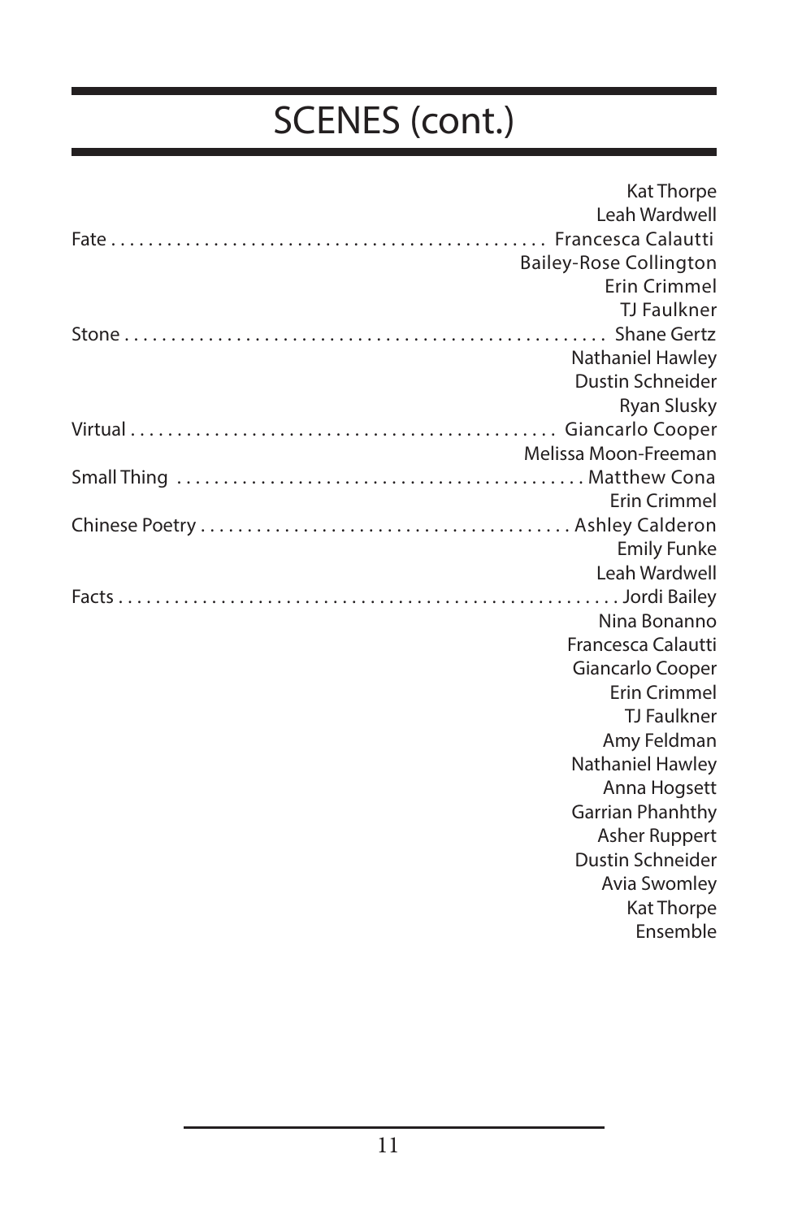# SCENES (cont.)

| Scene | Cast |
| --- | --- |
| | Kat Thorpe |
| | Leah Wardwell |
| Fate | Francesca Calautti |
| | Bailey-Rose Collington |
| | Erin Crimmel |
| | TJ Faulkner |
| Stone | Shane Gertz |
| | Nathaniel Hawley |
| | Dustin Schneider |
| | Ryan Slusky |
| Virtual | Giancarlo Cooper |
| | Melissa Moon-Freeman |
| Small Thing | Matthew Cona |
| | Erin Crimmel |
| Chinese Poetry | Ashley Calderon |
| | Emily Funke |
| | Leah Wardwell |
| Facts | Jordi Bailey |
| | Nina Bonanno |
| | Francesca Calautti |
| | Giancarlo Cooper |
| | Erin Crimmel |
| | TJ Faulkner |
| | Amy Feldman |
| | Nathaniel Hawley |
| | Anna Hogsett |
| | Garrian Phanhthy |
| | Asher Ruppert |
| | Dustin Schneider |
| | Avia Swomley |
| | Kat Thorpe |
| | Ensemble |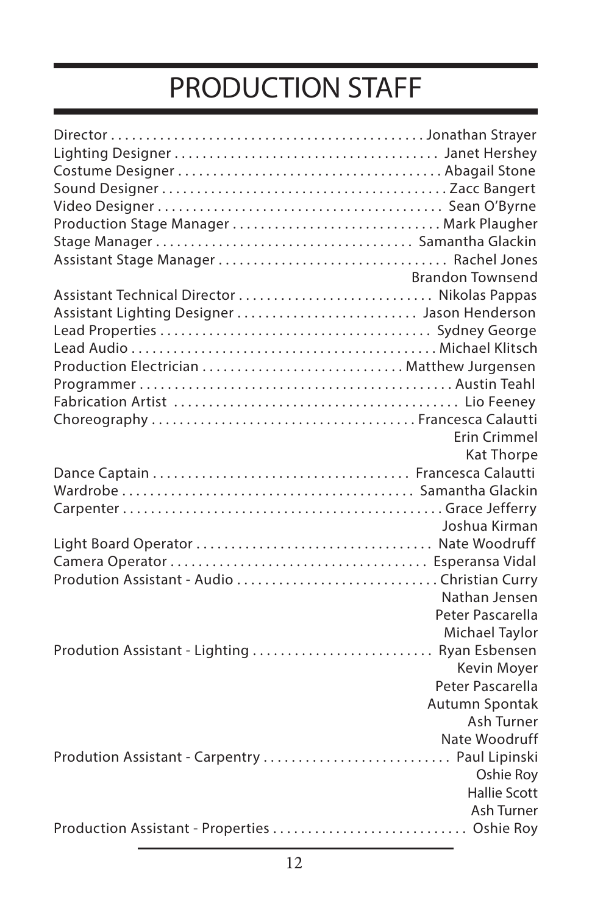# PRODUCTION STAFF

| Role | Name |
|---|---|
| Director | Jonathan Strayer |
| Lighting Designer | Janet Hershey |
| Costume Designer | Abagail Stone |
| Sound Designer | Zacc Bangert |
| Video Designer | Sean O'Byrne |
| Production Stage Manager | Mark Plaugher |
| Stage Manager | Samantha Glackin |
| Assistant Stage Manager | Rachel Jones |
| | Brandon Townsend |
| Assistant Technical Director | Nikolas Pappas |
| Assistant Lighting Designer | Jason Henderson |
| Lead Properties | Sydney George |
| Lead Audio | Michael Klitsch |
| Production Electrician | Matthew Jurgensen |
| Programmer | Austin Teahl |
| Fabrication Artist | Lio Feeney |
| Choreography | Francesca Calautti |
| | Erin Crimmel |
| | Kat Thorpe |
| Dance Captain | Francesca Calautti |
| Wardrobe | Samantha Glackin |
| Carpenter | Grace Jefferry |
| | Joshua Kirman |
| Light Board Operator | Nate Woodruff |
| Camera Operator | Esperansa Vidal |
| Prodution Assistant - Audio | Christian Curry |
| | Nathan Jensen |
| | Peter Pascarella |
| | Michael Taylor |
| Prodution Assistant - Lighting | Ryan Esbensen |
| | Kevin Moyer |
| | Peter Pascarella |
| | Autumn Spontak |
| | Ash Turner |
| | Nate Woodruff |
| Prodution Assistant - Carpentry | Paul Lipinski |
| | Oshie Roy |
| | Hallie Scott |
| | Ash Turner |
| Production Assistant - Properties | Oshie Roy |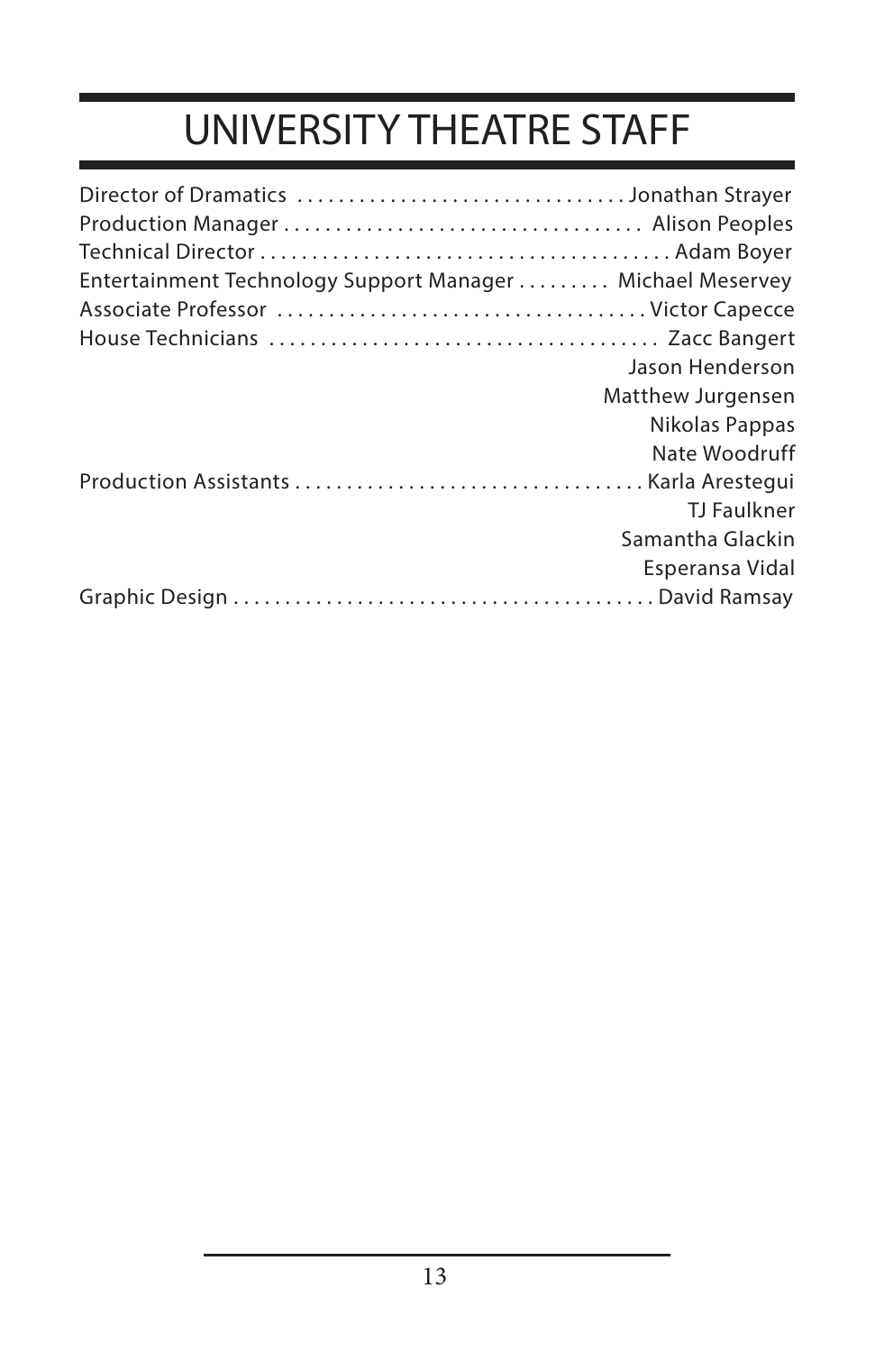# UNIVERSITY THEATRE STAFF

Director of Dramatics . . . . . . . . . . . . . . . . . . . . . . . . . . . . . . . . Jonathan Strayer
Production Manager . . . . . . . . . . . . . . . . . . . . . . . . . . . . . . . . . . Alison Peoples
Technical Director . . . . . . . . . . . . . . . . . . . . . . . . . . . . . . . . . . . . . . . Adam Boyer
Entertainment Technology Support Manager . . . . . . . . . Michael Meservey
Associate Professor . . . . . . . . . . . . . . . . . . . . . . . . . . . . . . . . . . . . Victor Capecce
House Technicians . . . . . . . . . . . . . . . . . . . . . . . . . . . . . . . . . . . . . Zacc Bangert
Jason Henderson
Matthew Jurgensen
Nikolas Pappas
Nate Woodruff
Production Assistants . . . . . . . . . . . . . . . . . . . . . . . . . . . . . . . . . . Karla Arestegui
TJ Faulkner
Samantha Glackin
Esperansa Vidal
Graphic Design . . . . . . . . . . . . . . . . . . . . . . . . . . . . . . . . . . . . . . . . David Ramsay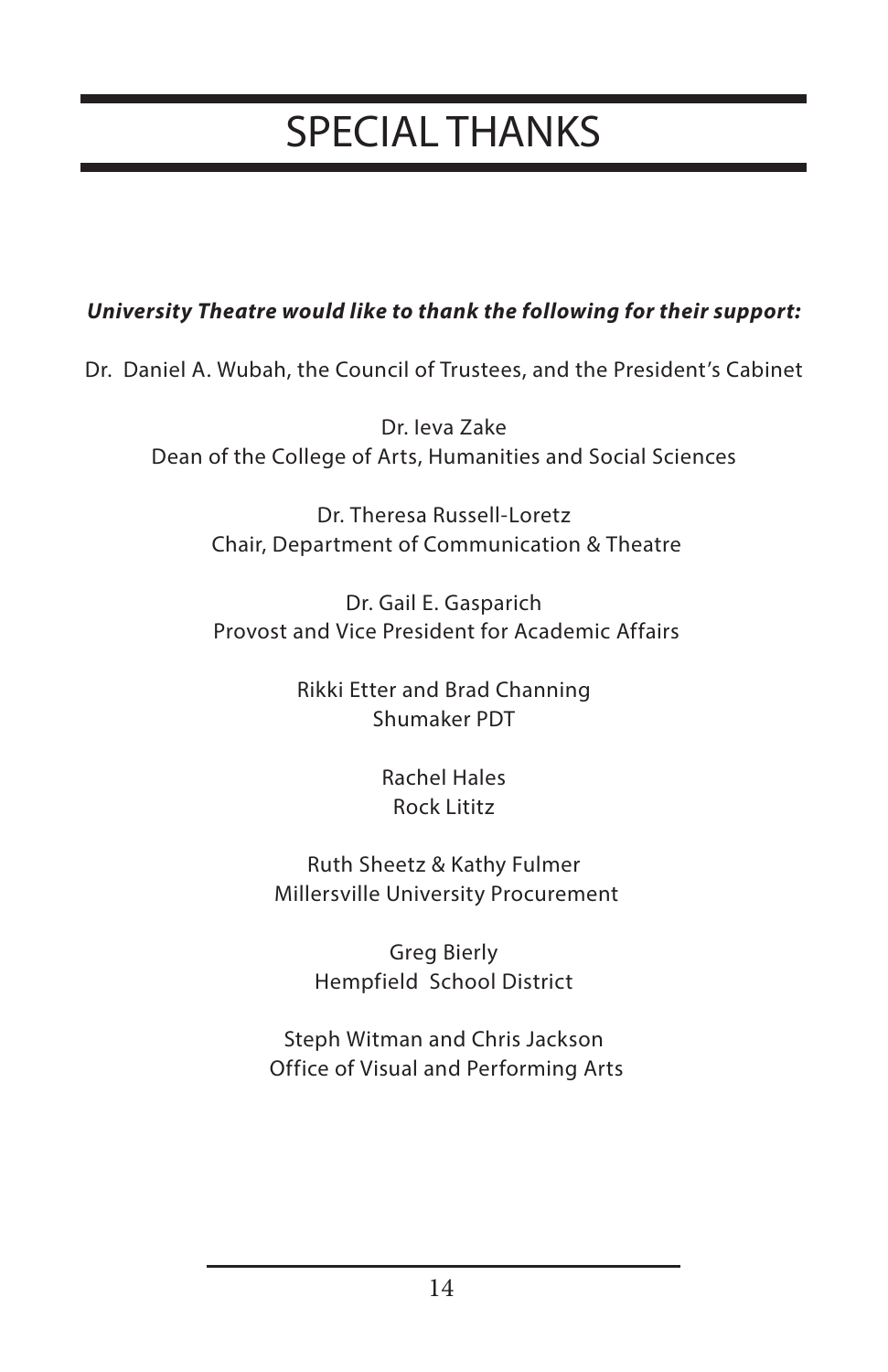# SPECIAL THANKS

***University Theatre would like to thank the following for their support:***

Dr.  Daniel A. Wubah, the Council of Trustees, and the President's Cabinet

Dr. Ieva Zake
Dean of the College of Arts, Humanities and Social Sciences

Dr. Theresa Russell-Loretz
Chair, Department of Communication & Theatre

Dr. Gail E. Gasparich
Provost and Vice President for Academic Affairs

Rikki Etter and Brad Channing
Shumaker PDT

Rachel Hales
Rock Lititz

Ruth Sheetz & Kathy Fulmer
Millersville University Procurement

Greg Bierly
Hempfield  School District

Steph Witman and Chris Jackson
Office of Visual and Performing Arts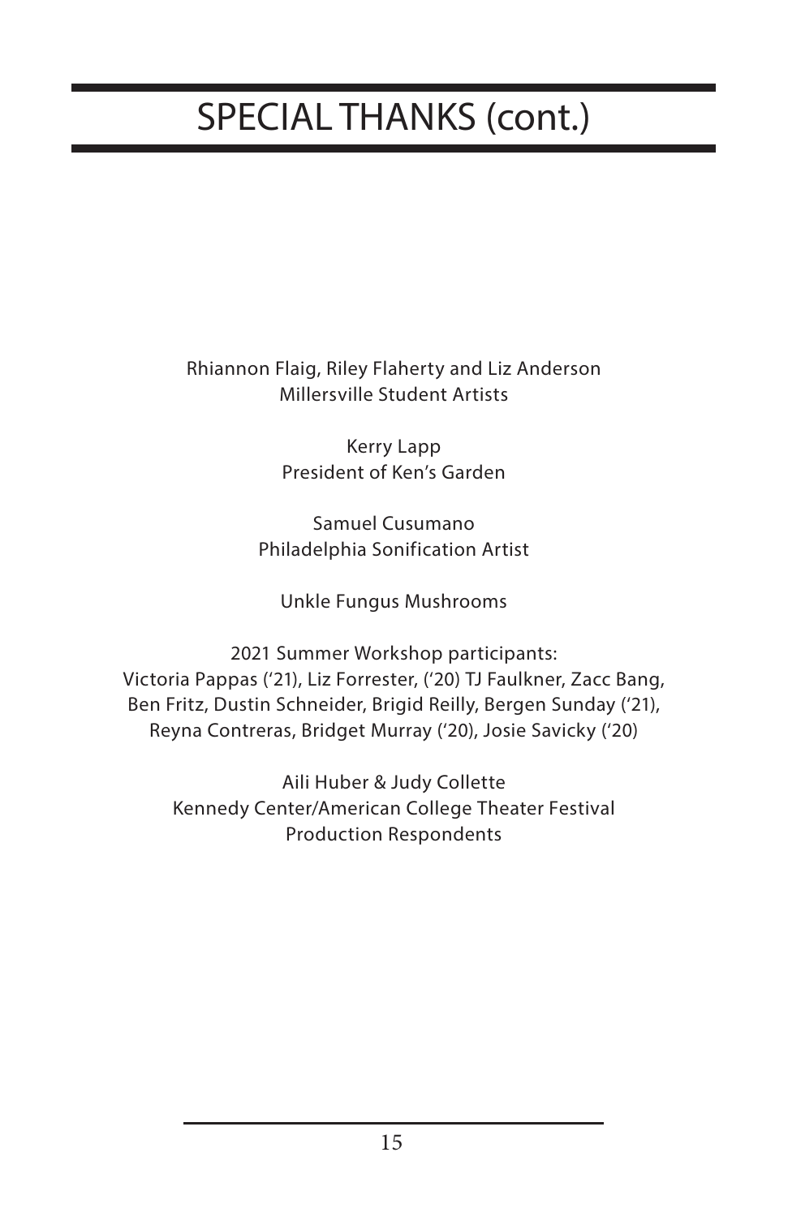# SPECIAL THANKS (cont.)

Rhiannon Flaig, Riley Flaherty and Liz Anderson
Millersville Student Artists

Kerry Lapp
President of Ken's Garden

Samuel Cusumano
Philadelphia Sonification Artist

Unkle Fungus Mushrooms

2021 Summer Workshop participants:
Victoria Pappas ('21), Liz Forrester, ('20) TJ Faulkner, Zacc Bang, Ben Fritz, Dustin Schneider, Brigid Reilly, Bergen Sunday ('21), Reyna Contreras, Bridget Murray ('20), Josie Savicky ('20)

Aili Huber & Judy Collette
Kennedy Center/American College Theater Festival
Production Respondents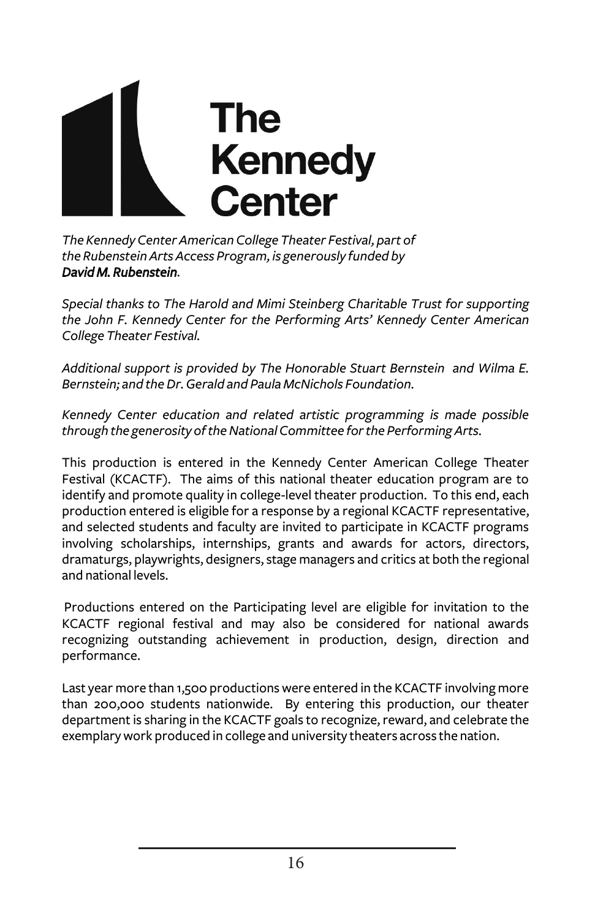# The Kennedy Center

*The Kennedy Center American College Theater Festival, part of the Rubenstein Arts Access Program, is generously funded by **David M. Rubenstein**.*

*Special thanks to The Harold and Mimi Steinberg Charitable Trust for supporting the John F. Kennedy Center for the Performing Arts' Kennedy Center American College Theater Festival.*

*Additional support is provided by The Honorable Stuart Bernstein and Wilma E. Bernstein; and the Dr. Gerald and Paula McNichols Foundation.*

*Kennedy Center education and related artistic programming is made possible through the generosity of the National Committee for the Performing Arts.*

This production is entered in the Kennedy Center American College Theater Festival (KCACTF). The aims of this national theater education program are to identify and promote quality in college-level theater production. To this end, each production entered is eligible for a response by a regional KCACTF representative, and selected students and faculty are invited to participate in KCACTF programs involving scholarships, internships, grants and awards for actors, directors, dramaturgs, playwrights, designers, stage managers and critics at both the regional and national levels.

Productions entered on the Participating level are eligible for invitation to the KCACTF regional festival and may also be considered for national awards recognizing outstanding achievement in production, design, direction and performance.

Last year more than 1,500 productions were entered in the KCACTF involving more than 200,000 students nationwide. By entering this production, our theater department is sharing in the KCACTF goals to recognize, reward, and celebrate the exemplary work produced in college and university theaters across the nation.